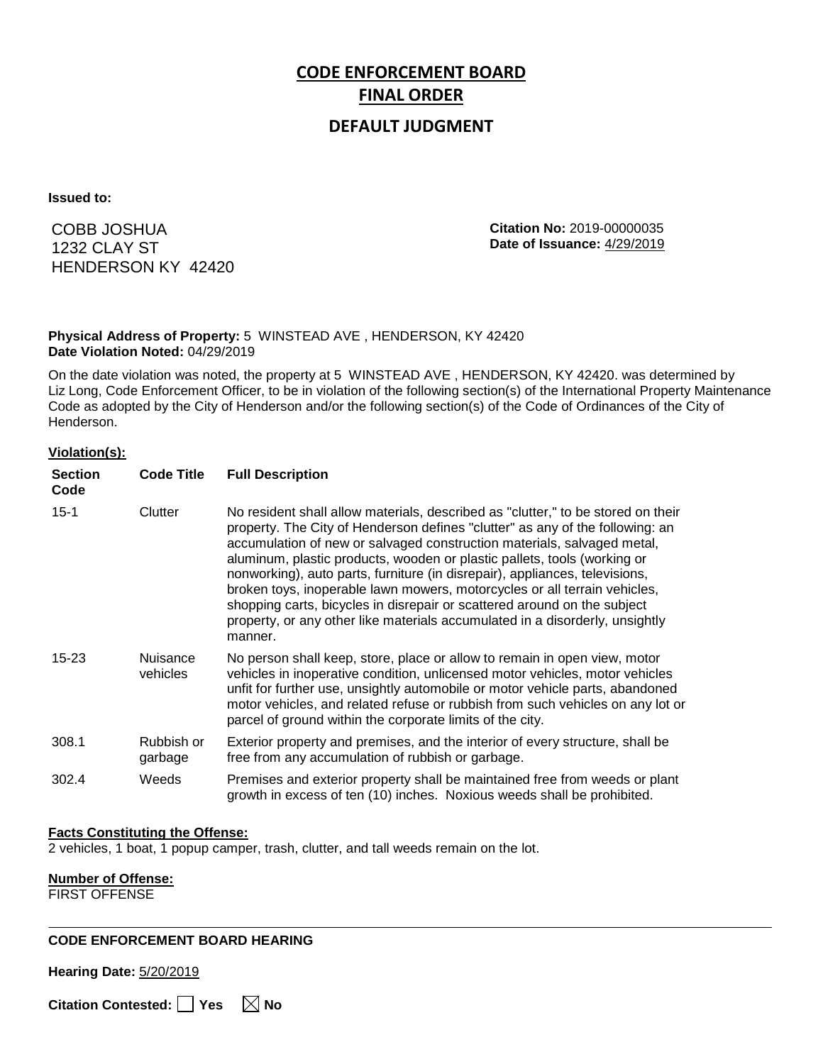# CODE ENFORCEMENT BOARD

## FINAL ORDER

## DEFAULT JUDGMENT

**Issued to:**

COBB JOSHUA
1232 CLAY ST
HENDERSON KY 42420

**Citation No:** 2019-00000035
**Date of Issuance:** 4/29/2019

**Physical Address of Property:** 5 WINSTEAD AVE , HENDERSON, KY 42420
**Date Violation Noted:** 04/29/2019

On the date violation was noted, the property at 5 WINSTEAD AVE , HENDERSON, KY 42420. was determined by Liz Long, Code Enforcement Officer, to be in violation of the following section(s) of the International Property Maintenance Code as adopted by the City of Henderson and/or the following section(s) of the Code of Ordinances of the City of Henderson.

**Violation(s):**

| Section Code | Code Title | Full Description |
|---|---|---|
| 15-1 | Clutter | No resident shall allow materials, described as "clutter," to be stored on their property. The City of Henderson defines "clutter" as any of the following: an accumulation of new or salvaged construction materials, salvaged metal, aluminum, plastic products, wooden or plastic pallets, tools (working or nonworking), auto parts, furniture (in disrepair), appliances, televisions, broken toys, inoperable lawn mowers, motorcycles or all terrain vehicles, shopping carts, bicycles in disrepair or scattered around on the subject property, or any other like materials accumulated in a disorderly, unsightly manner. |
| 15-23 | Nuisance vehicles | No person shall keep, store, place or allow to remain in open view, motor vehicles in inoperative condition, unlicensed motor vehicles, motor vehicles unfit for further use, unsightly automobile or motor vehicle parts, abandoned motor vehicles, and related refuse or rubbish from such vehicles on any lot or parcel of ground within the corporate limits of the city. |
| 308.1 | Rubbish or garbage | Exterior property and premises, and the interior of every structure, shall be free from any accumulation of rubbish or garbage. |
| 302.4 | Weeds | Premises and exterior property shall be maintained free from weeds or plant growth in excess of ten (10) inches. Noxious weeds shall be prohibited. |

**Facts Constituting the Offense:**
2 vehicles, 1 boat, 1 popup camper, trash, clutter, and tall weeds remain on the lot.

**Number of Offense:**
FIRST OFFENSE

---

**CODE ENFORCEMENT BOARD HEARING**

**Hearing Date:** 5/20/2019

**Citation Contested:** ☐ Yes ☒ No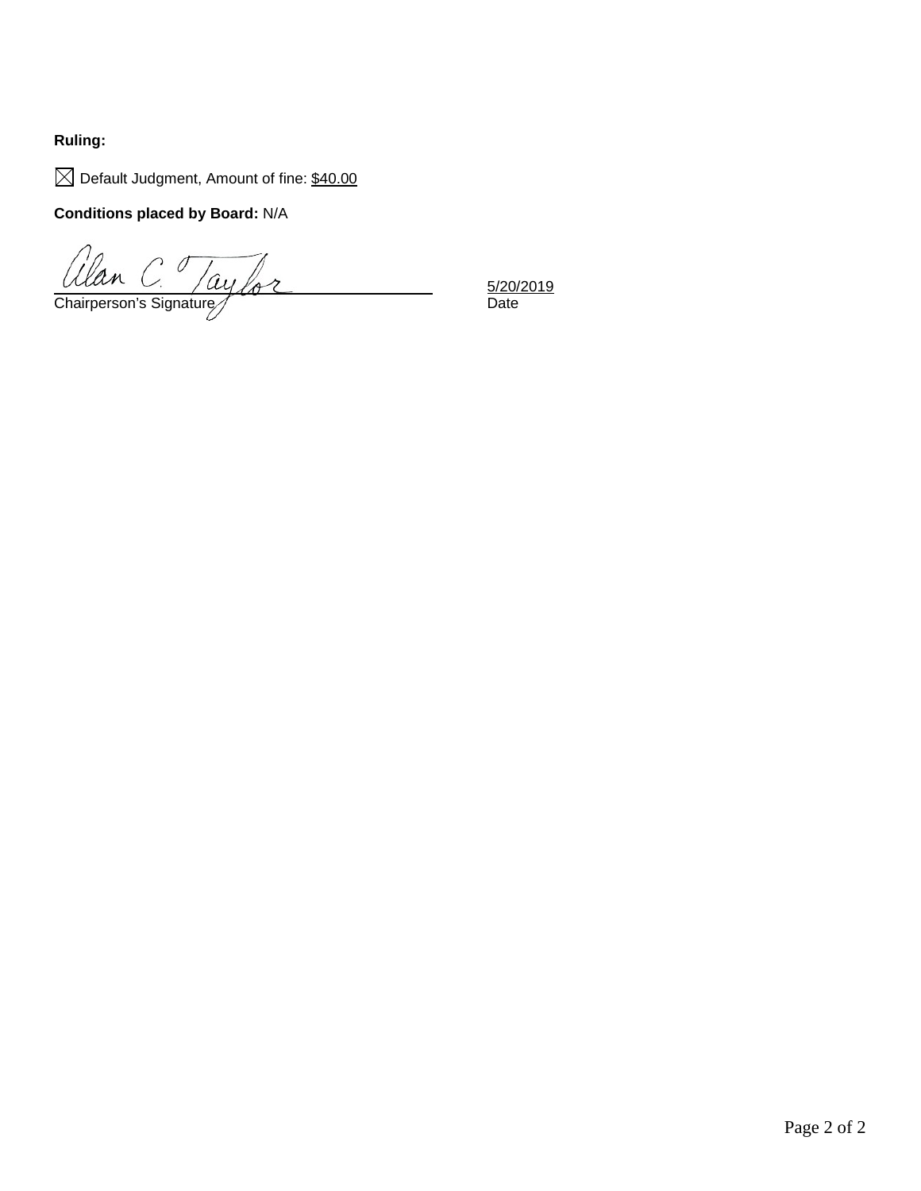**Ruling:**

☒ Default Judgment, Amount of fine: $40.00

**Conditions placed by Board:** N/A

Alan C. Taylor
Chairperson's Signature

5/20/2019
Date